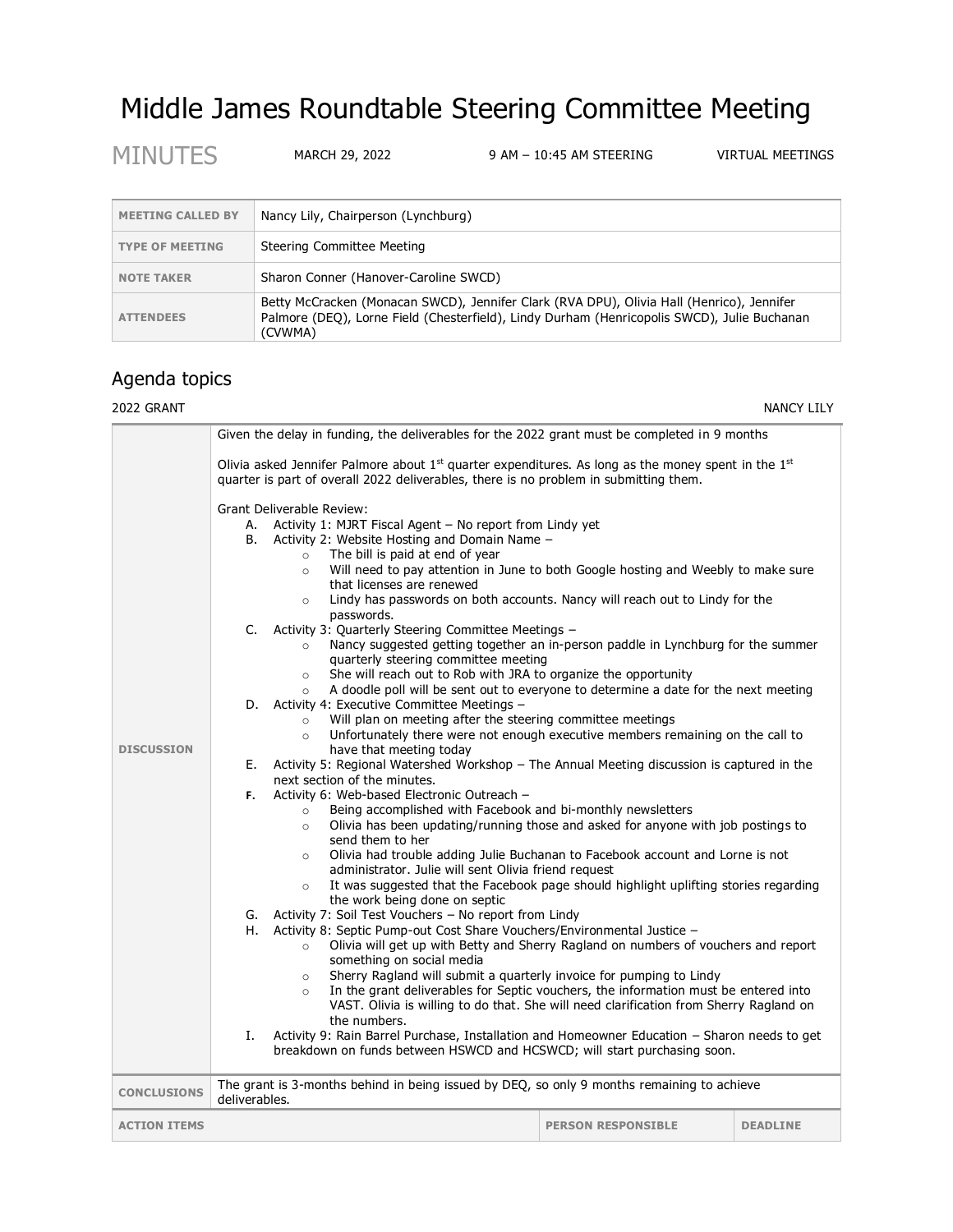# Middle James Roundtable Steering Committee Meeting

MINUTES | MARCH 29, 2022 | 9 AM – 10:45 AM STEERING | VIRTUAL MEETINGS

| | |
|---|---|
| **MEETING CALLED BY** | Nancy Lily, Chairperson (Lynchburg) |
| **TYPE OF MEETING** | Steering Committee Meeting |
| **NOTE TAKER** | Sharon Conner (Hanover-Caroline SWCD) |
| **ATTENDEES** | Betty McCracken (Monacan SWCD), Jennifer Clark (RVA DPU), Olivia Hall (Henrico), Jennifer Palmore (DEQ), Lorne Field (Chesterfield), Lindy Durham (Henricopolis SWCD), Julie Buchanan (CVWMA) |

## Agenda topics

2022 GRANT — NANCY LILY

**DISCUSSION**

Given the delay in funding, the deliverables for the 2022 grant must be completed in 9 months

Olivia asked Jennifer Palmore about 1st quarter expenditures. As long as the money spent in the 1st quarter is part of overall 2022 deliverables, there is no problem in submitting them.

Grant Deliverable Review:

A. Activity 1: MJRT Fiscal Agent – No report from Lindy yet
B. Activity 2: Website Hosting and Domain Name –
   - The bill is paid at end of year
   - Will need to pay attention in June to both Google hosting and Weebly to make sure that licenses are renewed
   - Lindy has passwords on both accounts. Nancy will reach out to Lindy for the passwords.
C. Activity 3: Quarterly Steering Committee Meetings –
   - Nancy suggested getting together an in-person paddle in Lynchburg for the summer quarterly steering committee meeting
   - She will reach out to Rob with JRA to organize the opportunity
   - A doodle poll will be sent out to everyone to determine a date for the next meeting
D. Activity 4: Executive Committee Meetings –
   - Will plan on meeting after the steering committee meetings
   - Unfortunately there were not enough executive members remaining on the call to have that meeting today
E. Activity 5: Regional Watershed Workshop – The Annual Meeting discussion is captured in the next section of the minutes.
F. Activity 6: Web-based Electronic Outreach –
   - Being accomplished with Facebook and bi-monthly newsletters
   - Olivia has been updating/running those and asked for anyone with job postings to send them to her
   - Olivia had trouble adding Julie Buchanan to Facebook account and Lorne is not administrator. Julie will sent Olivia friend request
   - It was suggested that the Facebook page should highlight uplifting stories regarding the work being done on septic
G. Activity 7: Soil Test Vouchers – No report from Lindy
H. Activity 8: Septic Pump-out Cost Share Vouchers/Environmental Justice –
   - Olivia will get up with Betty and Sherry Ragland on numbers of vouchers and report something on social media
   - Sherry Ragland will submit a quarterly invoice for pumping to Lindy
   - In the grant deliverables for Septic vouchers, the information must be entered into VAST. Olivia is willing to do that. She will need clarification from Sherry Ragland on the numbers.
I. Activity 9: Rain Barrel Purchase, Installation and Homeowner Education – Sharon needs to get breakdown on funds between HSWCD and HCSWCD; will start purchasing soon.

**CONCLUSIONS**

The grant is 3-months behind in being issued by DEQ, so only 9 months remaining to achieve deliverables.

| ACTION ITEMS | PERSON RESPONSIBLE | DEADLINE |
|---|---|---|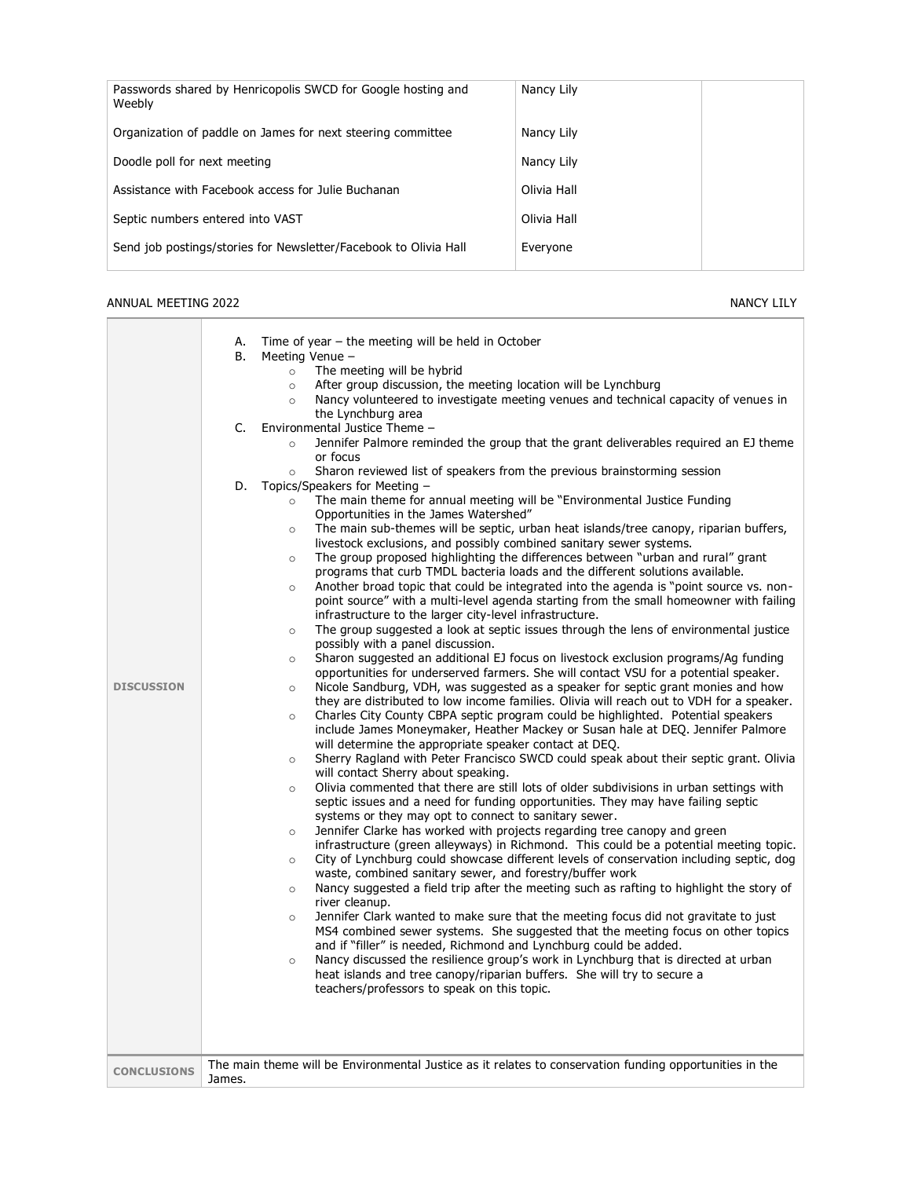| | | |
|---|---|---|
| Passwords shared by Henricopolis SWCD for Google hosting and Weebly | Nancy Lily | |
| Organization of paddle on James for next steering committee | Nancy Lily | |
| Doodle poll for next meeting | Nancy Lily | |
| Assistance with Facebook access for Julie Buchanan | Olivia Hall | |
| Septic numbers entered into VAST | Olivia Hall | |
| Send job postings/stories for Newsletter/Facebook to Olivia Hall | Everyone | |

ANNUAL MEETING 2022 NANCY LILY

| | |
|---|---|
| **DISCUSSION** | A. Time of year – the meeting will be held in October<br>B. Meeting Venue –<br>○ The meeting will be hybrid<br>○ After group discussion, the meeting location will be Lynchburg<br>○ Nancy volunteered to investigate meeting venues and technical capacity of venues in the Lynchburg area<br>C. Environmental Justice Theme –<br>○ Jennifer Palmore reminded the group that the grant deliverables required an EJ theme or focus<br>○ Sharon reviewed list of speakers from the previous brainstorming session<br>D. Topics/Speakers for Meeting –<br>○ The main theme for annual meeting will be "Environmental Justice Funding Opportunities in the James Watershed"<br>○ The main sub-themes will be septic, urban heat islands/tree canopy, riparian buffers, livestock exclusions, and possibly combined sanitary sewer systems.<br>○ The group proposed highlighting the differences between "urban and rural" grant programs that curb TMDL bacteria loads and the different solutions available.<br>○ Another broad topic that could be integrated into the agenda is "point source vs. non-point source" with a multi-level agenda starting from the small homeowner with failing infrastructure to the larger city-level infrastructure.<br>○ The group suggested a look at septic issues through the lens of environmental justice possibly with a panel discussion.<br>○ Sharon suggested an additional EJ focus on livestock exclusion programs/Ag funding opportunities for underserved farmers. She will contact VSU for a potential speaker.<br>○ Nicole Sandburg, VDH, was suggested as a speaker for septic grant monies and how they are distributed to low income families. Olivia will reach out to VDH for a speaker.<br>○ Charles City County CBPA septic program could be highlighted. Potential speakers include James Moneymaker, Heather Mackey or Susan hale at DEQ. Jennifer Palmore will determine the appropriate speaker contact at DEQ.<br>○ Sherry Ragland with Peter Francisco SWCD could speak about their septic grant. Olivia will contact Sherry about speaking.<br>○ Olivia commented that there are still lots of older subdivisions in urban settings with septic issues and a need for funding opportunities. They may have failing septic systems or they may opt to connect to sanitary sewer.<br>○ Jennifer Clarke has worked with projects regarding tree canopy and green infrastructure (green alleyways) in Richmond. This could be a potential meeting topic.<br>○ City of Lynchburg could showcase different levels of conservation including septic, dog waste, combined sanitary sewer, and forestry/buffer work<br>○ Nancy suggested a field trip after the meeting such as rafting to highlight the story of river cleanup.<br>○ Jennifer Clark wanted to make sure that the meeting focus did not gravitate to just MS4 combined sewer systems. She suggested that the meeting focus on other topics and if "filler" is needed, Richmond and Lynchburg could be added.<br>○ Nancy discussed the resilience group's work in Lynchburg that is directed at urban heat islands and tree canopy/riparian buffers. She will try to secure a teachers/professors to speak on this topic. |
| **CONCLUSIONS** | The main theme will be Environmental Justice as it relates to conservation funding opportunities in the James. |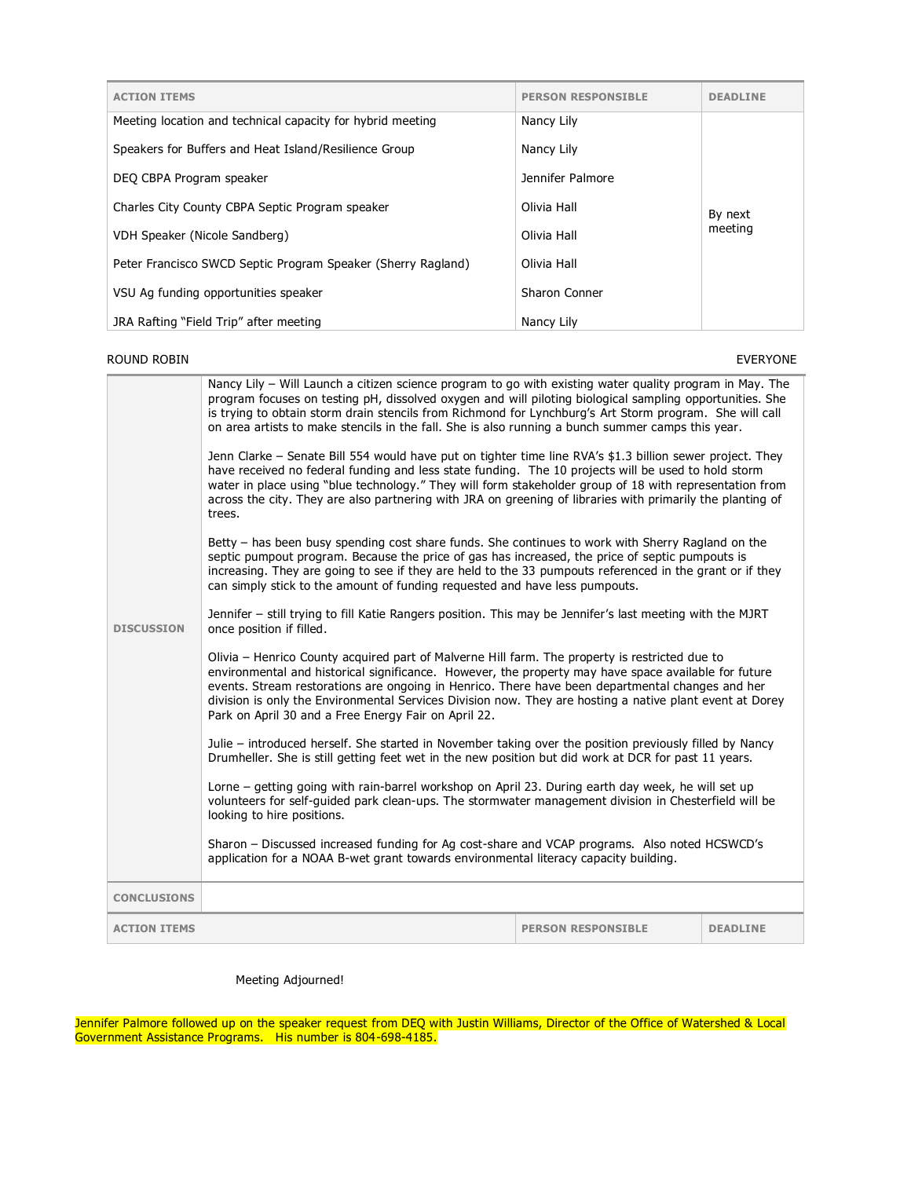| ACTION ITEMS | PERSON RESPONSIBLE | DEADLINE |
|---|---|---|
| Meeting location and technical capacity for hybrid meeting | Nancy Lily | By next meeting |
| Speakers for Buffers and Heat Island/Resilience Group | Nancy Lily | |
| DEQ CBPA Program speaker | Jennifer Palmore | |
| Charles City County CBPA Septic Program speaker | Olivia Hall | |
| VDH Speaker (Nicole Sandberg) | Olivia Hall | |
| Peter Francisco SWCD Septic Program Speaker (Sherry Ragland) | Olivia Hall | |
| VSU Ag funding opportunities speaker | Sharon Conner | |
| JRA Rafting "Field Trip" after meeting | Nancy Lily | |

ROUND ROBIN EVERYONE

| | |
|---|---|
| **DISCUSSION** | Nancy Lily – Will Launch a citizen science program to go with existing water quality program in May. The program focuses on testing pH, dissolved oxygen and will piloting biological sampling opportunities. She is trying to obtain storm drain stencils from Richmond for Lynchburg's Art Storm program. She will call on area artists to make stencils in the fall. She is also running a bunch summer camps this year.<br><br>Jenn Clarke – Senate Bill 554 would have put on tighter time line RVA's $1.3 billion sewer project. They have received no federal funding and less state funding. The 10 projects will be used to hold storm water in place using "blue technology." They will form stakeholder group of 18 with representation from across the city. They are also partnering with JRA on greening of libraries with primarily the planting of trees.<br><br>Betty – has been busy spending cost share funds. She continues to work with Sherry Ragland on the septic pumpout program. Because the price of gas has increased, the price of septic pumpouts is increasing. They are going to see if they are held to the 33 pumpouts referenced in the grant or if they can simply stick to the amount of funding requested and have less pumpouts.<br><br>Jennifer – still trying to fill Katie Rangers position. This may be Jennifer's last meeting with the MJRT once position if filled.<br><br>Olivia – Henrico County acquired part of Malverne Hill farm. The property is restricted due to environmental and historical significance. However, the property may have space available for future events. Stream restorations are ongoing in Henrico. There have been departmental changes and her division is only the Environmental Services Division now. They are hosting a native plant event at Dorey Park on April 30 and a Free Energy Fair on April 22.<br><br>Julie – introduced herself. She started in November taking over the position previously filled by Nancy Drumheller. She is still getting feet wet in the new position but did work at DCR for past 11 years.<br><br>Lorne – getting going with rain-barrel workshop on April 23. During earth day week, he will set up volunteers for self-guided park clean-ups. The stormwater management division in Chesterfield will be looking to hire positions.<br><br>Sharon – Discussed increased funding for Ag cost-share and VCAP programs. Also noted HCSWCD's application for a NOAA B-wet grant towards environmental literacy capacity building. |
| **CONCLUSIONS** | |

| ACTION ITEMS | PERSON RESPONSIBLE | DEADLINE |
|---|---|---|

Meeting Adjourned!

Jennifer Palmore followed up on the speaker request from DEQ with Justin Williams, Director of the Office of Watershed & Local Government Assistance Programs. His number is 804-698-4185.